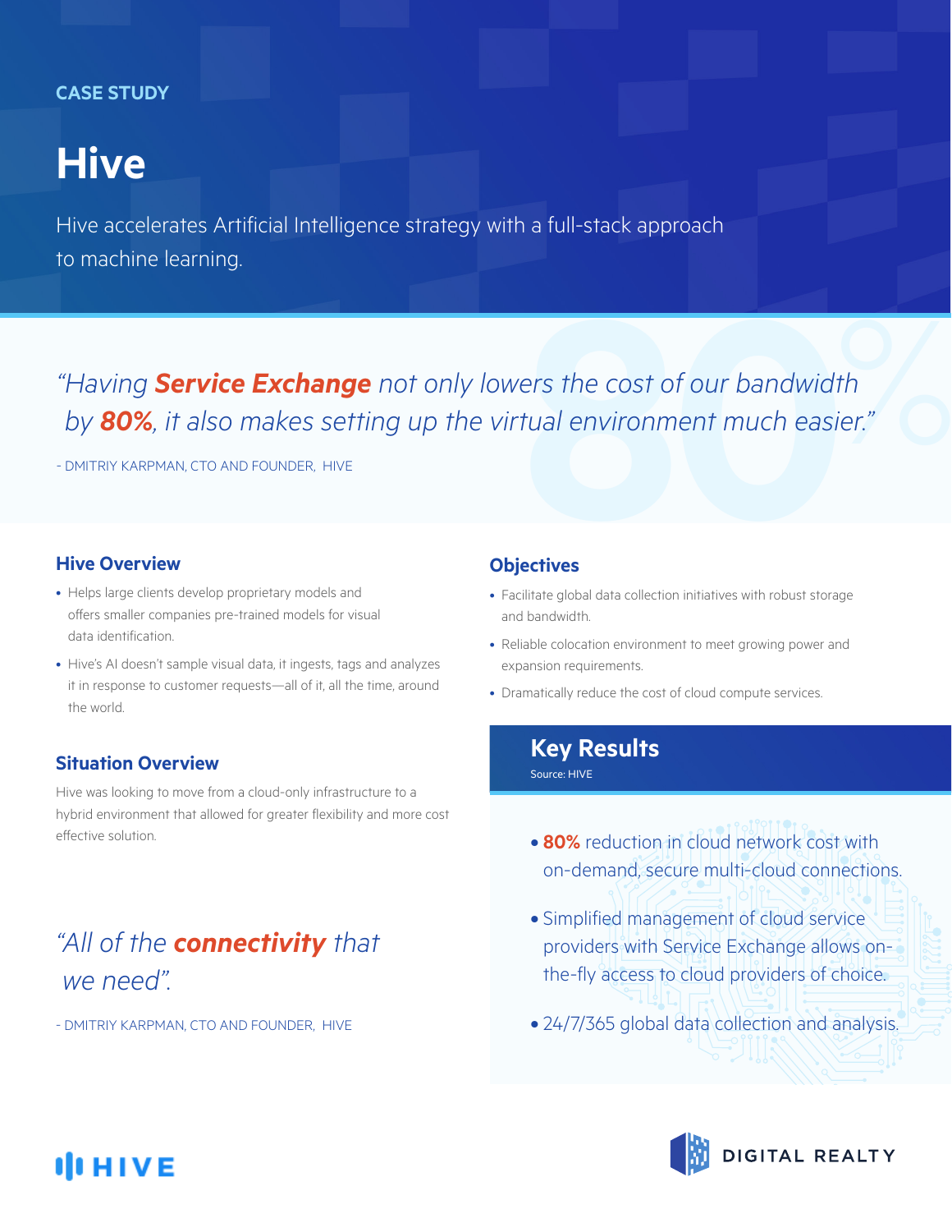CASE STUDY

# Hive

Hive accelerates Artificial Intelligence strategy with a full-stack approach to machine learning.

*"Having **Service Exchange** not only lowers the cost of our bandwidth by **80%**, it also makes setting up the virtual environment much easier."*

- DMITRIY KARPMAN, CTO AND FOUNDER, HIVE

## Hive Overview

- Helps large clients develop proprietary models and offers smaller companies pre-trained models for visual data identification.
- Hive's AI doesn't sample visual data, it ingests, tags and analyzes it in response to customer requests—all of it, all the time, around the world.

## Situation Overview

Hive was looking to move from a cloud-only infrastructure to a hybrid environment that allowed for greater flexibility and more cost effective solution.

*"All of the **connectivity** that we need".*

- DMITRIY KARPMAN, CTO AND FOUNDER, HIVE

## Objectives

- Facilitate global data collection initiatives with robust storage and bandwidth.
- Reliable colocation environment to meet growing power and expansion requirements.
- Dramatically reduce the cost of cloud compute services.

## Key Results

Source: HIVE

- **80%** reduction in cloud network cost with on-demand, secure multi-cloud connections.
- Simplified management of cloud service providers with Service Exchange allows on-the-fly access to cloud providers of choice.
- 24/7/365 global data collection and analysis.

HIVE

DIGITAL REALTY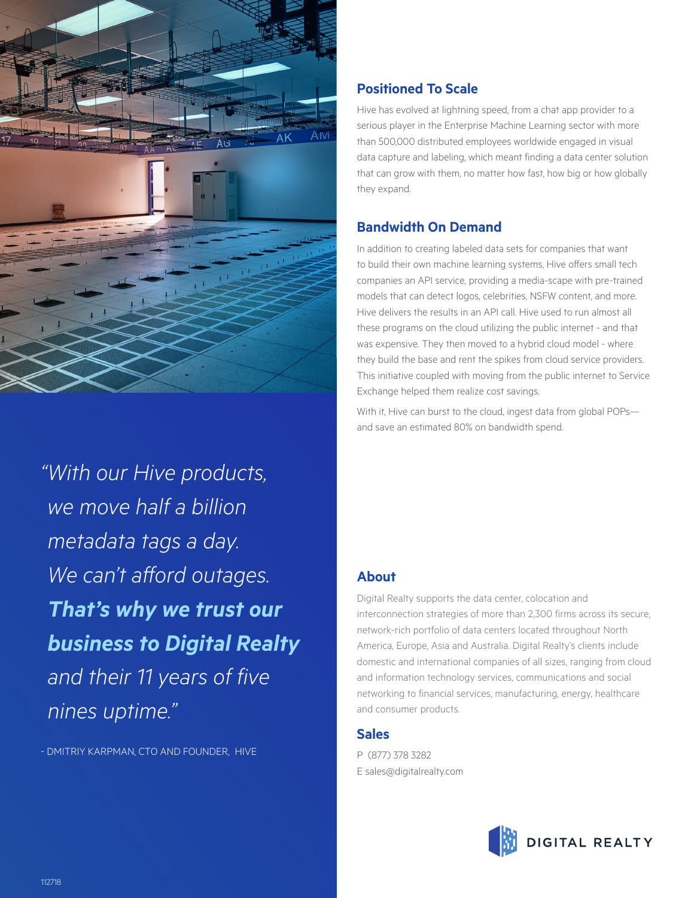## Positioned To Scale

Hive has evolved at lightning speed, from a chat app provider to a serious player in the Enterprise Machine Learning sector with more than 500,000 distributed employees worldwide engaged in visual data capture and labeling, which meant finding a data center solution that can grow with them, no matter how fast, how big or how globally they expand.

## Bandwidth On Demand

In addition to creating labeled data sets for companies that want to build their own machine learning systems, Hive offers small tech companies an API service, providing a media-scape with pre-trained models that can detect logos, celebrities, NSFW content, and more. Hive delivers the results in an API call. Hive used to run almost all these programs on the cloud utilizing the public internet - and that was expensive. They then moved to a hybrid cloud model - where they build the base and rent the spikes from cloud service providers. This initiative coupled with moving from the public internet to Service Exchange helped them realize cost savings.

With it, Hive can burst to the cloud, ingest data from global POPs—and save an estimated 80% on bandwidth spend.

*"With our Hive products, we move half a billion metadata tags a day. We can't afford outages.* ***That's why we trust our business to Digital Realty*** *and their 11 years of five nines uptime."*

- DMITRIY KARPMAN, CTO AND FOUNDER, HIVE

## About

Digital Realty supports the data center, colocation and interconnection strategies of more than 2,300 firms across its secure, network-rich portfolio of data centers located throughout North America, Europe, Asia and Australia. Digital Realty's clients include domestic and international companies of all sizes, ranging from cloud and information technology services, communications and social networking to financial services, manufacturing, energy, healthcare and consumer products.

## Sales

P (877) 378 3282
E sales@digitalrealty.com

DIGITAL REALTY

112718